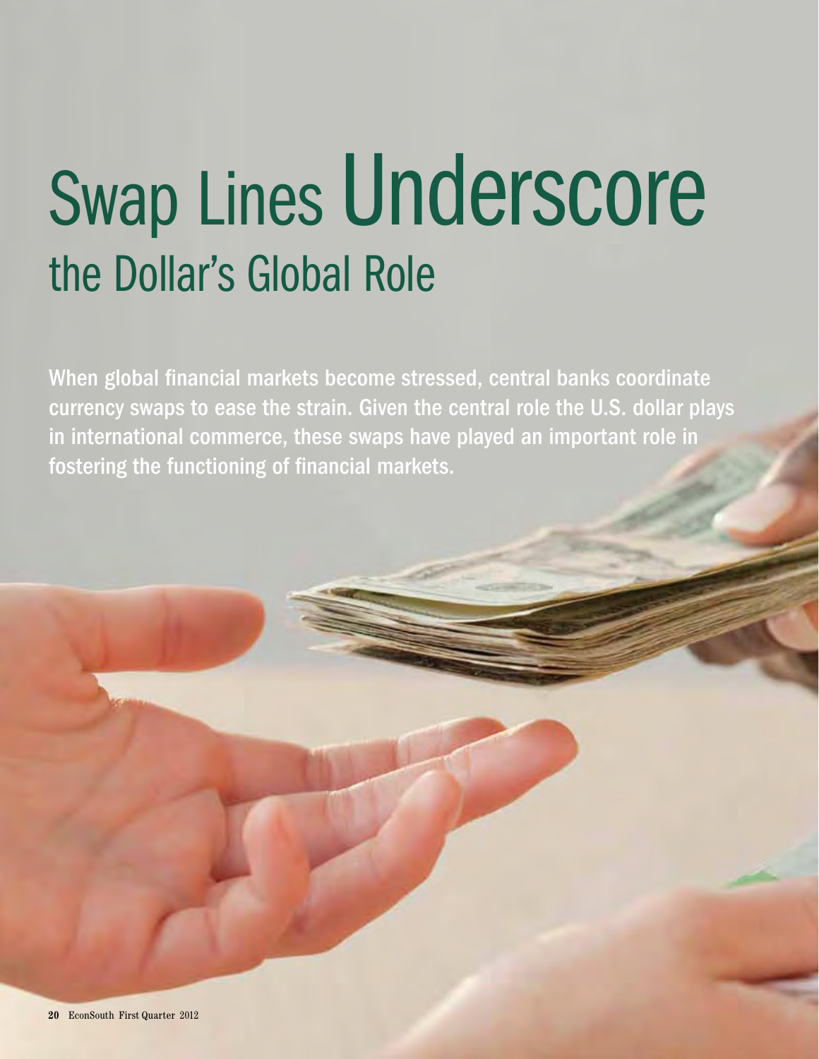# Swap Lines Underscore the Dollar's Global Role

**When global financial markets become stressed, central banks coordinate currency swaps to ease the strain. Given the central role the U.S. dollar plays in international commerce, these swaps have played an important role in fostering the functioning of financial markets.**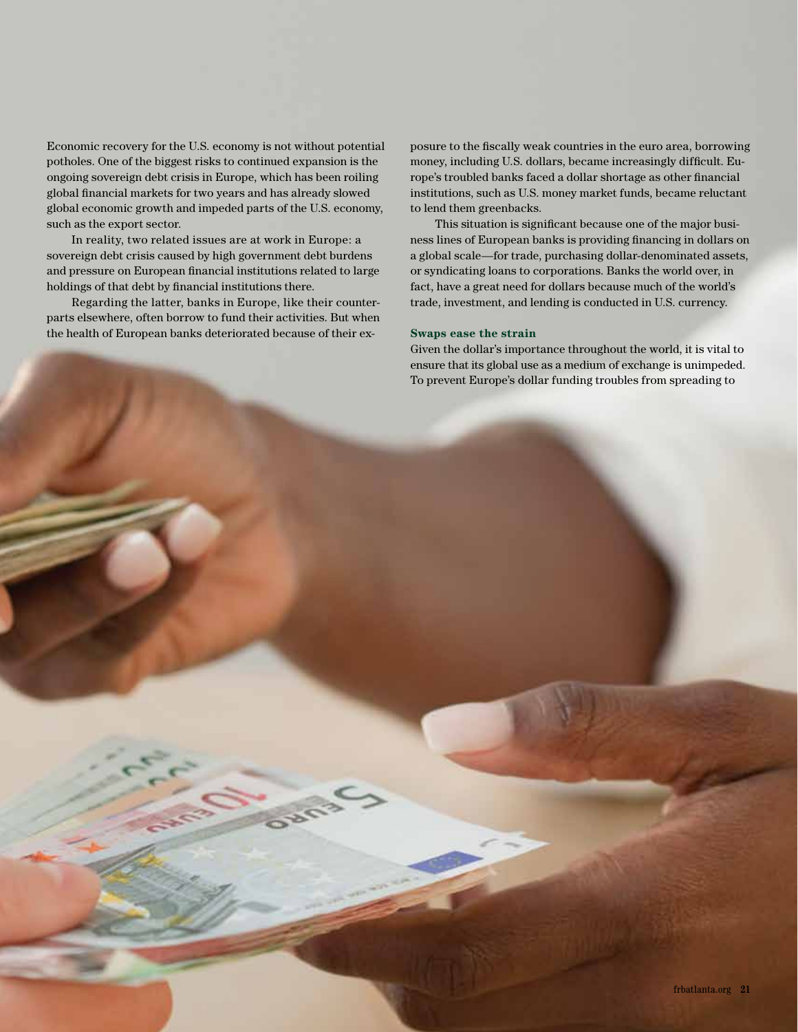Economic recovery for the U.S. economy is not without potential potholes. One of the biggest risks to continued expansion is the ongoing sovereign debt crisis in Europe, which has been roiling global financial markets for two years and has already slowed global economic growth and impeded parts of the U.S. economy, such as the export sector.

In reality, two related issues are at work in Europe: a sovereign debt crisis caused by high government debt burdens and pressure on European financial institutions related to large holdings of that debt by financial institutions there.

Regarding the latter, banks in Europe, like their counterparts elsewhere, often borrow to fund their activities. But when the health of European banks deteriorated because of their exposure to the fiscally weak countries in the euro area, borrowing money, including U.S. dollars, became increasingly difficult. Europe's troubled banks faced a dollar shortage as other financial institutions, such as U.S. money market funds, became reluctant to lend them greenbacks.

This situation is significant because one of the major business lines of European banks is providing financing in dollars on a global scale—for trade, purchasing dollar-denominated assets, or syndicating loans to corporations. Banks the world over, in fact, have a great need for dollars because much of the world's trade, investment, and lending is conducted in U.S. currency.

### Swaps ease the strain

Given the dollar's importance throughout the world, it is vital to ensure that its global use as a medium of exchange is unimpeded. To prevent Europe's dollar funding troubles from spreading to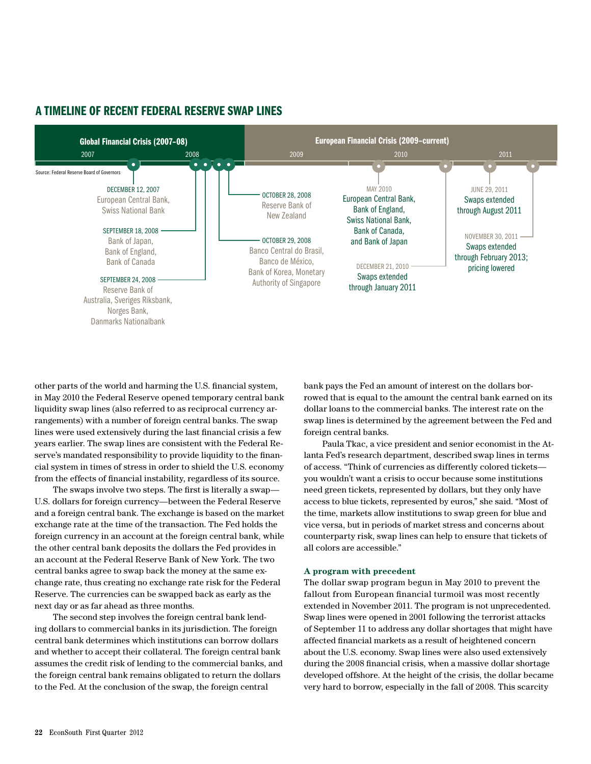## A TIMELINE OF RECENT FEDERAL RESERVE SWAP LINES

**Global Financial Crisis (2007–08)** — 2007, 2008

**European Financial Crisis (2009–current)** — 2009, 2010, 2011

Source: Federal Reserve Board of Governors

- DECEMBER 12, 2007 — European Central Bank, Swiss National Bank
- SEPTEMBER 18, 2008 — Bank of Japan, Bank of England, Bank of Canada
- SEPTEMBER 24, 2008 — Reserve Bank of Australia, Sveriges Riksbank, Norges Bank, Danmarks Nationalbank
- OCTOBER 28, 2008 — Reserve Bank of New Zealand
- OCTOBER 29, 2008 — Banco Central do Brasil, Banco de México, Bank of Korea, Monetary Authority of Singapore
- MAY 2010 — European Central Bank, Bank of England, Swiss National Bank, Bank of Canada, and Bank of Japan
- DECEMBER 21, 2010 — Swaps extended through January 2011
- JUNE 29, 2011 — Swaps extended through August 2011
- NOVEMBER 30, 2011 — Swaps extended through February 2013; pricing lowered

other parts of the world and harming the U.S. financial system, in May 2010 the Federal Reserve opened temporary central bank liquidity swap lines (also referred to as reciprocal currency arrangements) with a number of foreign central banks. The swap lines were used extensively during the last financial crisis a few years earlier. The swap lines are consistent with the Federal Reserve's mandated responsibility to provide liquidity to the financial system in times of stress in order to shield the U.S. economy from the effects of financial instability, regardless of its source.

The swaps involve two steps. The first is literally a swap—U.S. dollars for foreign currency—between the Federal Reserve and a foreign central bank. The exchange is based on the market exchange rate at the time of the transaction. The Fed holds the foreign currency in an account at the foreign central bank, while the other central bank deposits the dollars the Fed provides in an account at the Federal Reserve Bank of New York. The two central banks agree to swap back the money at the same exchange rate, thus creating no exchange rate risk for the Federal Reserve. The currencies can be swapped back as early as the next day or as far ahead as three months.

The second step involves the foreign central bank lending dollars to commercial banks in its jurisdiction. The foreign central bank determines which institutions can borrow dollars and whether to accept their collateral. The foreign central bank assumes the credit risk of lending to the commercial banks, and the foreign central bank remains obligated to return the dollars to the Fed. At the conclusion of the swap, the foreign central bank pays the Fed an amount of interest on the dollars borrowed that is equal to the amount the central bank earned on its dollar loans to the commercial banks. The interest rate on the swap lines is determined by the agreement between the Fed and foreign central banks.

Paula Tkac, a vice president and senior economist in the Atlanta Fed's research department, described swap lines in terms of access. "Think of currencies as differently colored tickets—you wouldn't want a crisis to occur because some institutions need green tickets, represented by dollars, but they only have access to blue tickets, represented by euros," she said. "Most of the time, markets allow institutions to swap green for blue and vice versa, but in periods of market stress and concerns about counterparty risk, swap lines can help to ensure that tickets of all colors are accessible."

### A program with precedent

The dollar swap program begun in May 2010 to prevent the fallout from European financial turmoil was most recently extended in November 2011. The program is not unprecedented. Swap lines were opened in 2001 following the terrorist attacks of September 11 to address any dollar shortages that might have affected financial markets as a result of heightened concern about the U.S. economy. Swap lines were also used extensively during the 2008 financial crisis, when a massive dollar shortage developed offshore. At the height of the crisis, the dollar became very hard to borrow, especially in the fall of 2008. This scarcity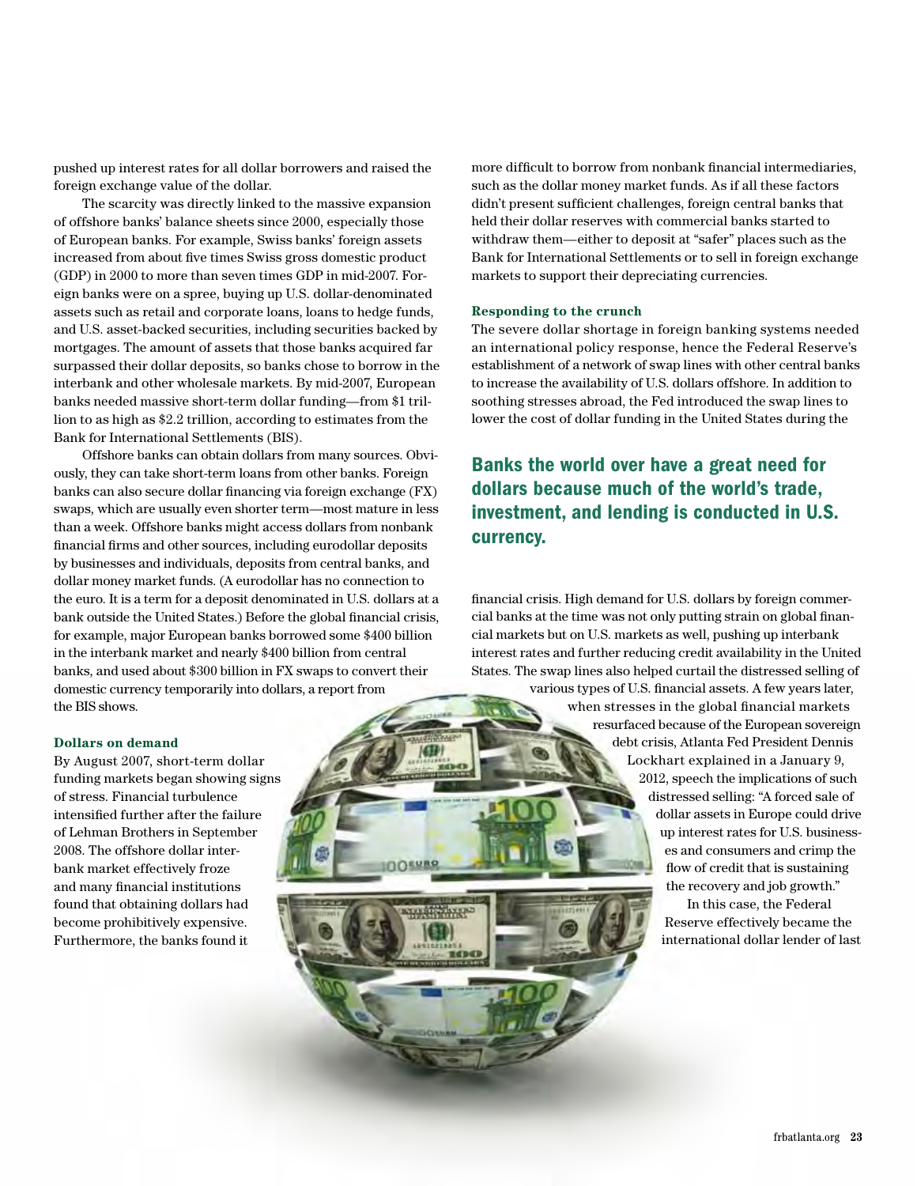pushed up interest rates for all dollar borrowers and raised the foreign exchange value of the dollar.

The scarcity was directly linked to the massive expansion of offshore banks' balance sheets since 2000, especially those of European banks. For example, Swiss banks' foreign assets increased from about five times Swiss gross domestic product (GDP) in 2000 to more than seven times GDP in mid-2007. Foreign banks were on a spree, buying up U.S. dollar-denominated assets such as retail and corporate loans, loans to hedge funds, and U.S. asset-backed securities, including securities backed by mortgages. The amount of assets that those banks acquired far surpassed their dollar deposits, so banks chose to borrow in the interbank and other wholesale markets. By mid-2007, European banks needed massive short-term dollar funding—from $1 trillion to as high as $2.2 trillion, according to estimates from the Bank for International Settlements (BIS).

Offshore banks can obtain dollars from many sources. Obviously, they can take short-term loans from other banks. Foreign banks can also secure dollar financing via foreign exchange (FX) swaps, which are usually even shorter term—most mature in less than a week. Offshore banks might access dollars from nonbank financial firms and other sources, including eurodollar deposits by businesses and individuals, deposits from central banks, and dollar money market funds. (A eurodollar has no connection to the euro. It is a term for a deposit denominated in U.S. dollars at a bank outside the United States.) Before the global financial crisis, for example, major European banks borrowed some $400 billion in the interbank market and nearly $400 billion from central banks, and used about $300 billion in FX swaps to convert their domestic currency temporarily into dollars, a report from the BIS shows.

### Dollars on demand

By August 2007, short-term dollar funding markets began showing signs of stress. Financial turbulence intensified further after the failure of Lehman Brothers in September 2008. The offshore dollar interbank market effectively froze and many financial institutions found that obtaining dollars had become prohibitively expensive. Furthermore, the banks found it more difficult to borrow from nonbank financial intermediaries, such as the dollar money market funds. As if all these factors didn't present sufficient challenges, foreign central banks that held their dollar reserves with commercial banks started to withdraw them—either to deposit at "safer" places such as the Bank for International Settlements or to sell in foreign exchange markets to support their depreciating currencies.

### Responding to the crunch

The severe dollar shortage in foreign banking systems needed an international policy response, hence the Federal Reserve's establishment of a network of swap lines with other central banks to increase the availability of U.S. dollars offshore. In addition to soothing stresses abroad, the Fed introduced the swap lines to lower the cost of dollar funding in the United States during the financial crisis. High demand for U.S. dollars by foreign commercial banks at the time was not only putting strain on global financial markets but on U.S. markets as well, pushing up interbank interest rates and further reducing credit availability in the United States. The swap lines also helped curtail the distressed selling of various types of U.S. financial assets. A few years later, when stresses in the global financial markets resurfaced because of the European sovereign debt crisis, Atlanta Fed President Dennis Lockhart explained in a January 9, 2012, speech the implications of such distressed selling: "A forced sale of dollar assets in Europe could drive up interest rates for U.S. businesses and consumers and crimp the flow of credit that is sustaining the recovery and job growth."

**Banks the world over have a great need for dollars because much of the world's trade, investment, and lending is conducted in U.S. currency.**

In this case, the Federal Reserve effectively became the international dollar lender of last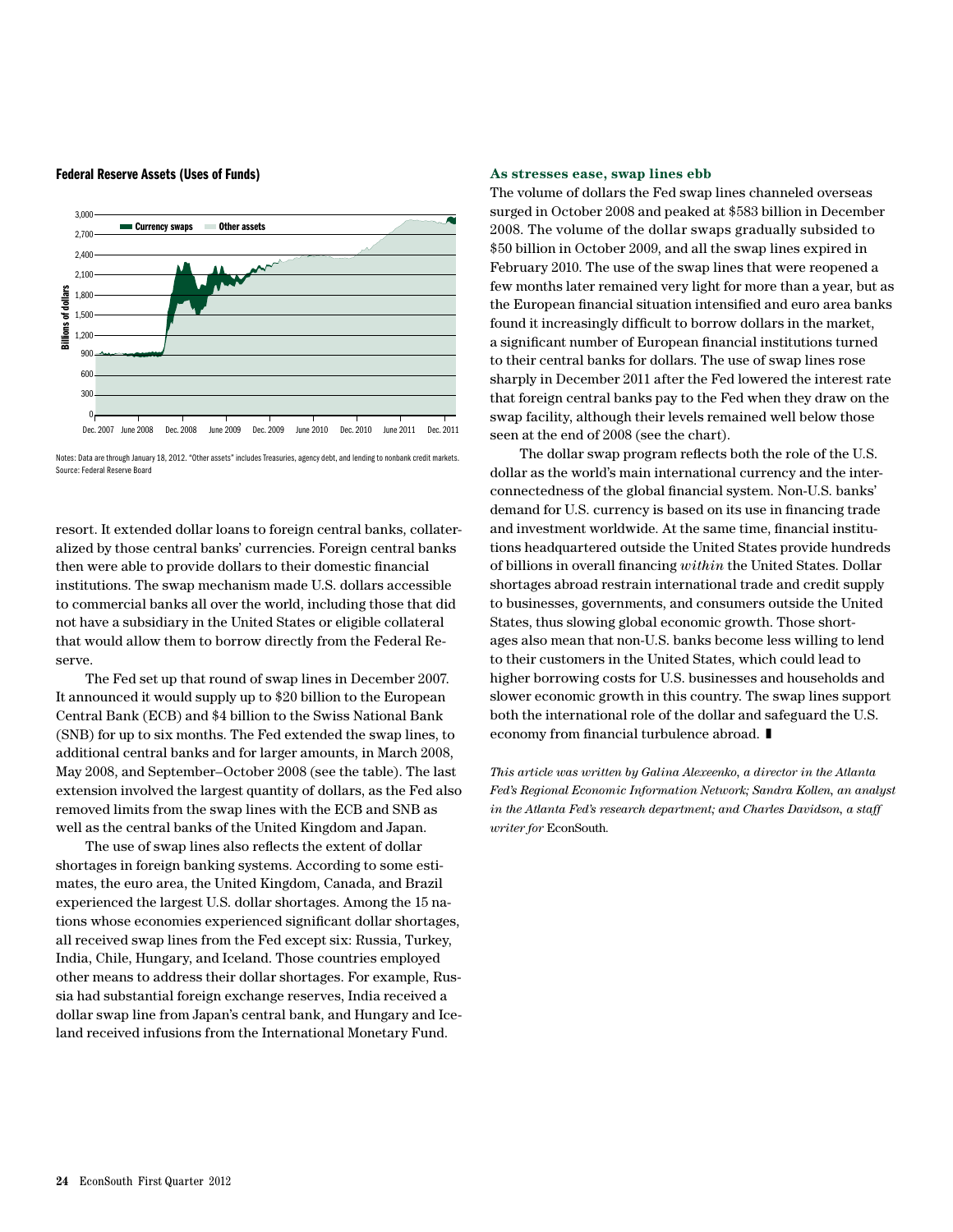**Federal Reserve Assets (Uses of Funds)**

3,000
2,700
2,400
2,100
1,800
1,500
1,200
900
600
300
0

Billions of dollars

Currency swaps
Other assets

Dec. 2007 June 2008 Dec. 2008 June 2009 Dec. 2009 June 2010 Dec. 2010 June 2011 Dec. 2011

Notes: Data are through January 18, 2012. "Other assets" includes Treasuries, agency debt, and lending to nonbank credit markets.
Source: Federal Reserve Board

resort. It extended dollar loans to foreign central banks, collateralized by those central banks' currencies. Foreign central banks then were able to provide dollars to their domestic financial institutions. The swap mechanism made U.S. dollars accessible to commercial banks all over the world, including those that did not have a subsidiary in the United States or eligible collateral that would allow them to borrow directly from the Federal Reserve.

The Fed set up that round of swap lines in December 2007. It announced it would supply up to \$20 billion to the European Central Bank (ECB) and \$4 billion to the Swiss National Bank (SNB) for up to six months. The Fed extended the swap lines, to additional central banks and for larger amounts, in March 2008, May 2008, and September–October 2008 (see the table). The last extension involved the largest quantity of dollars, as the Fed also removed limits from the swap lines with the ECB and SNB as well as the central banks of the United Kingdom and Japan.

The use of swap lines also reflects the extent of dollar shortages in foreign banking systems. According to some estimates, the euro area, the United Kingdom, Canada, and Brazil experienced the largest U.S. dollar shortages. Among the 15 nations whose economies experienced significant dollar shortages, all received swap lines from the Fed except six: Russia, Turkey, India, Chile, Hungary, and Iceland. Those countries employed other means to address their dollar shortages. For example, Russia had substantial foreign exchange reserves, India received a dollar swap line from Japan's central bank, and Hungary and Iceland received infusions from the International Monetary Fund.

### As stresses ease, swap lines ebb

The volume of dollars the Fed swap lines channeled overseas surged in October 2008 and peaked at \$583 billion in December 2008. The volume of the dollar swaps gradually subsided to \$50 billion in October 2009, and all the swap lines expired in February 2010. The use of the swap lines that were reopened a few months later remained very light for more than a year, but as the European financial situation intensified and euro area banks found it increasingly difficult to borrow dollars in the market, a significant number of European financial institutions turned to their central banks for dollars. The use of swap lines rose sharply in December 2011 after the Fed lowered the interest rate that foreign central banks pay to the Fed when they draw on the swap facility, although their levels remained well below those seen at the end of 2008 (see the chart).

The dollar swap program reflects both the role of the U.S. dollar as the world's main international currency and the interconnectedness of the global financial system. Non-U.S. banks' demand for U.S. currency is based on its use in financing trade and investment worldwide. At the same time, financial institutions headquartered outside the United States provide hundreds of billions in overall financing *within* the United States. Dollar shortages abroad restrain international trade and credit supply to businesses, governments, and consumers outside the United States, thus slowing global economic growth. Those shortages also mean that non-U.S. banks become less willing to lend to their customers in the United States, which could lead to higher borrowing costs for U.S. businesses and households and slower economic growth in this country. The swap lines support both the international role of the dollar and safeguard the U.S. economy from financial turbulence abroad. ∎

*This article was written by Galina Alexeenko, a director in the Atlanta Fed's Regional Economic Information Network; Sandra Kollen, an analyst in the Atlanta Fed's research department; and Charles Davidson, a staff writer for* EconSouth.